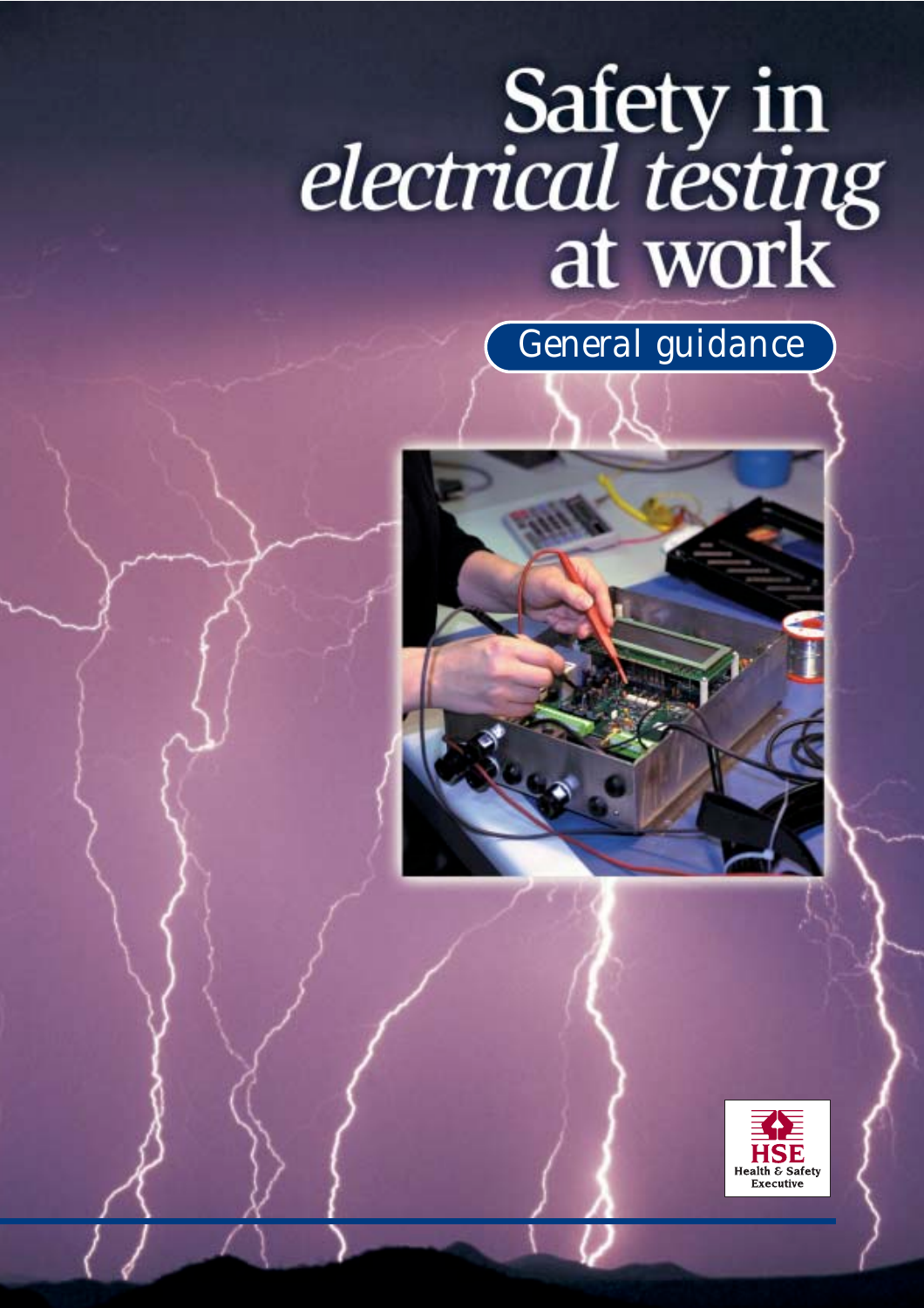# Safety in *electrical testing* at work

## General guidance

HSE
Health & Safety
Executive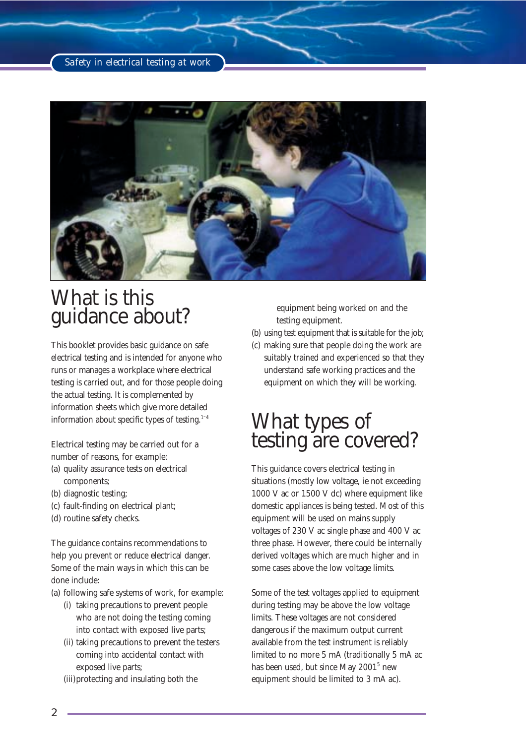# What is this guidance about?

This booklet provides basic guidance on safe electrical testing and is intended for anyone who runs or manages a workplace where electrical testing is carried out, and for those people doing the actual testing. It is complemented by information sheets which give more detailed information about specific types of testing.[1–4]

Electrical testing may be carried out for a number of reasons, for example:

(a) quality assurance tests on electrical components;
(b) diagnostic testing;
(c) fault-finding on electrical plant;
(d) routine safety checks.

The guidance contains recommendations to help you prevent or reduce electrical danger. Some of the main ways in which this can be done include:

(a) following safe systems of work, for example:
   (i) taking precautions to prevent people who are not doing the testing coming into contact with exposed live parts;
   (ii) taking precautions to prevent the testers coming into accidental contact with exposed live parts;
   (iii) protecting and insulating both the equipment being worked on and the testing equipment.
(b) using test equipment that is suitable for the job;
(c) making sure that people doing the work are suitably trained and experienced so that they understand safe working practices and the equipment on which they will be working.

# What types of testing are covered?

This guidance covers electrical testing in situations (mostly low voltage, ie not exceeding 1000 V ac or 1500 V dc) where equipment like domestic appliances is being tested. Most of this equipment will be used on mains supply voltages of 230 V ac single phase and 400 V ac three phase. However, there could be internally derived voltages which are much higher and in some cases above the low voltage limits.

Some of the test voltages applied to equipment during testing may be above the low voltage limits. These voltages are not considered dangerous if the maximum output current available from the test instrument is reliably limited to no more 5 mA (traditionally 5 mA ac has been used, but since May 2001[5] new equipment should be limited to 3 mA ac).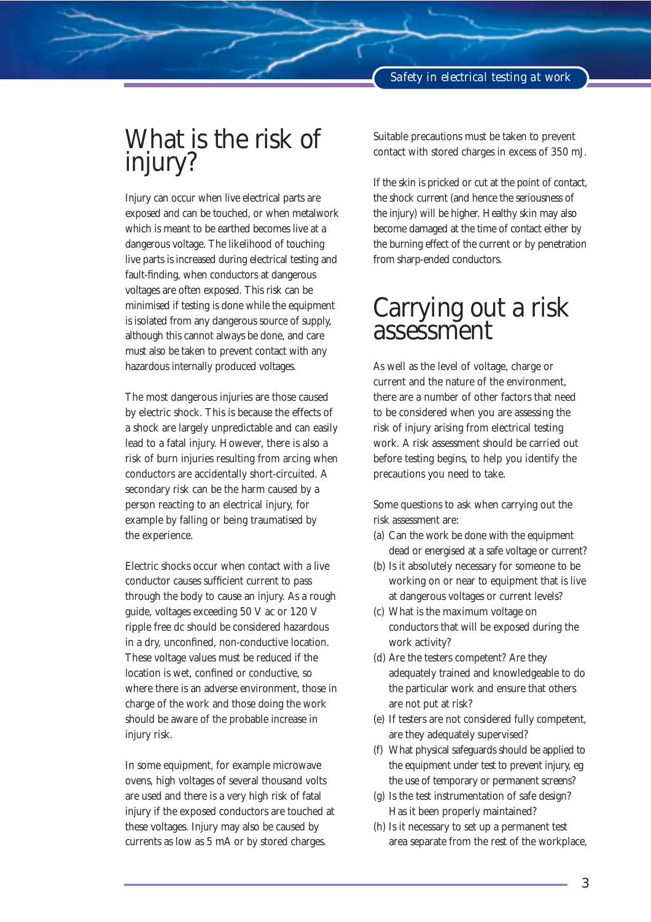## What is the risk of injury?

Injury can occur when live electrical parts are exposed and can be touched, or when metalwork which is meant to be earthed becomes live at a dangerous voltage. The likelihood of touching live parts is increased during electrical testing and fault-finding, when conductors at dangerous voltages are often exposed. This risk can be minimised if testing is done while the equipment is isolated from any dangerous source of supply, although this cannot always be done, and care must also be taken to prevent contact with any hazardous internally produced voltages.

The most dangerous injuries are those caused by electric shock. This is because the effects of a shock are largely unpredictable and can easily lead to a fatal injury. However, there is also a risk of burn injuries resulting from arcing when conductors are accidentally short-circuited. A secondary risk can be the harm caused by a person reacting to an electrical injury, for example by falling or being traumatised by the experience.

Electric shocks occur when contact with a live conductor causes sufficient current to pass through the body to cause an injury. As a rough guide, voltages exceeding 50 V ac or 120 V ripple free dc should be considered hazardous in a dry, unconfined, non-conductive location. These voltage values must be reduced if the location is wet, confined or conductive, so where there is an adverse environment, those in charge of the work and those doing the work should be aware of the probable increase in injury risk.

In some equipment, for example microwave ovens, high voltages of several thousand volts are used and there is a very high risk of fatal injury if the exposed conductors are touched at these voltages. Injury may also be caused by currents as low as 5 mA or by stored charges.

Suitable precautions must be taken to prevent contact with stored charges in excess of 350 mJ.

If the skin is pricked or cut at the point of contact, the shock current (and hence the seriousness of the injury) will be higher. Healthy skin may also become damaged at the time of contact either by the burning effect of the current or by penetration from sharp-ended conductors.

## Carrying out a risk assessment

As well as the level of voltage, charge or current and the nature of the environment, there are a number of other factors that need to be considered when you are assessing the risk of injury arising from electrical testing work. A risk assessment should be carried out before testing begins, to help you identify the precautions you need to take.

Some questions to ask when carrying out the risk assessment are:

(a) Can the work be done with the equipment dead or energised at a safe voltage or current?

(b) Is it absolutely necessary for someone to be working on or near to equipment that is live at dangerous voltages or current levels?

(c) What is the maximum voltage on conductors that will be exposed during the work activity?

(d) Are the testers competent? Are they adequately trained and knowledgeable to do the particular work and ensure that others are not put at risk?

(e) If testers are not considered fully competent, are they adequately supervised?

(f) What physical safeguards should be applied to the equipment under test to prevent injury, eg the use of temporary or permanent screens?

(g) Is the test instrumentation of safe design? Has it been properly maintained?

(h) Is it necessary to set up a permanent test area separate from the rest of the workplace,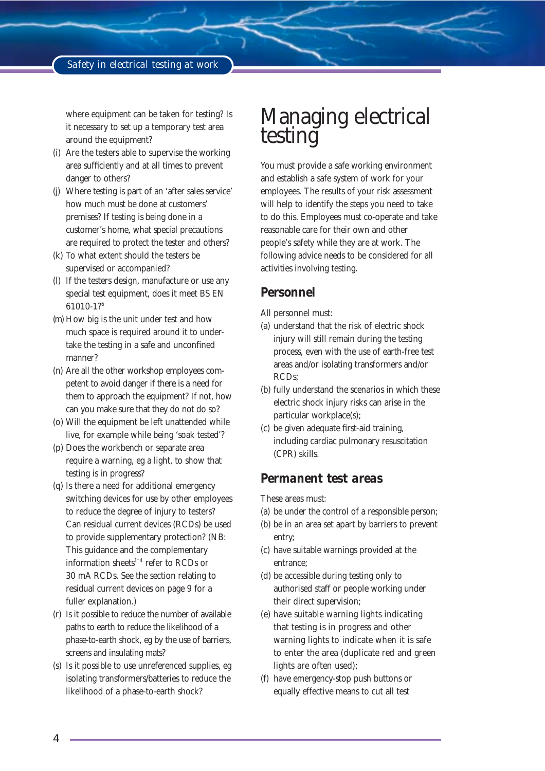where equipment can be taken for testing? Is it necessary to set up a temporary test area around the equipment?

(i) Are the testers able to supervise the working area sufficiently and at all times to prevent danger to others?

(j) Where testing is part of an 'after sales service' how much must be done at customers' premises? If testing is being done in a customer's home, what special precautions are required to protect the tester and others?

(k) To what extent should the testers be supervised or accompanied?

(l) If the testers design, manufacture or use any special test equipment, does it meet BS EN 61010-1?[6]

(m) How big is the unit under test and how much space is required around it to undertake the testing in a safe and unconfined manner?

(n) Are all the other workshop employees competent to avoid danger if there is a need for them to approach the equipment? If not, how can you make sure that they do not do so?

(o) Will the equipment be left unattended while live, for example while being 'soak tested'?

(p) Does the workbench or separate area require a warning, eg a light, to show that testing is in progress?

(q) Is there a need for additional emergency switching devices for use by other employees to reduce the degree of injury to testers? Can residual current devices (RCDs) be used to provide supplementary protection? (NB: This guidance and the complementary information sheets[1–4] refer to RCDs or 30 mA RCDs. See the section relating to residual current devices on page 9 for a fuller explanation.)

(r) Is it possible to reduce the number of available paths to earth to reduce the likelihood of a phase-to-earth shock, eg by the use of barriers, screens and insulating mats?

(s) Is it possible to use unreferenced supplies, eg isolating transformers/batteries to reduce the likelihood of a phase-to-earth shock?

# Managing electrical testing

You must provide a safe working environment and establish a safe system of work for your employees. The results of your risk assessment will help to identify the steps you need to take to do this. Employees must co-operate and take reasonable care for their own and other people's safety while they are at work. The following advice needs to be considered for all activities involving testing.

## Personnel

All personnel must:

(a) understand that the risk of electric shock injury will still remain during the testing process, even with the use of earth-free test areas and/or isolating transformers and/or RCDs;

(b) fully understand the scenarios in which these electric shock injury risks can arise in the particular workplace(s);

(c) be given adequate first-aid training, including cardiac pulmonary resuscitation (CPR) skills.

### *Permanent test areas*

These areas must:

(a) be under the control of a responsible person;

(b) be in an area set apart by barriers to prevent entry;

(c) have suitable warnings provided at the entrance;

(d) be accessible during testing only to authorised staff or people working under their direct supervision;

(e) have suitable warning lights indicating that testing is in progress and other warning lights to indicate when it is safe to enter the area (duplicate red and green lights are often used);

(f) have emergency-stop push buttons or equally effective means to cut all test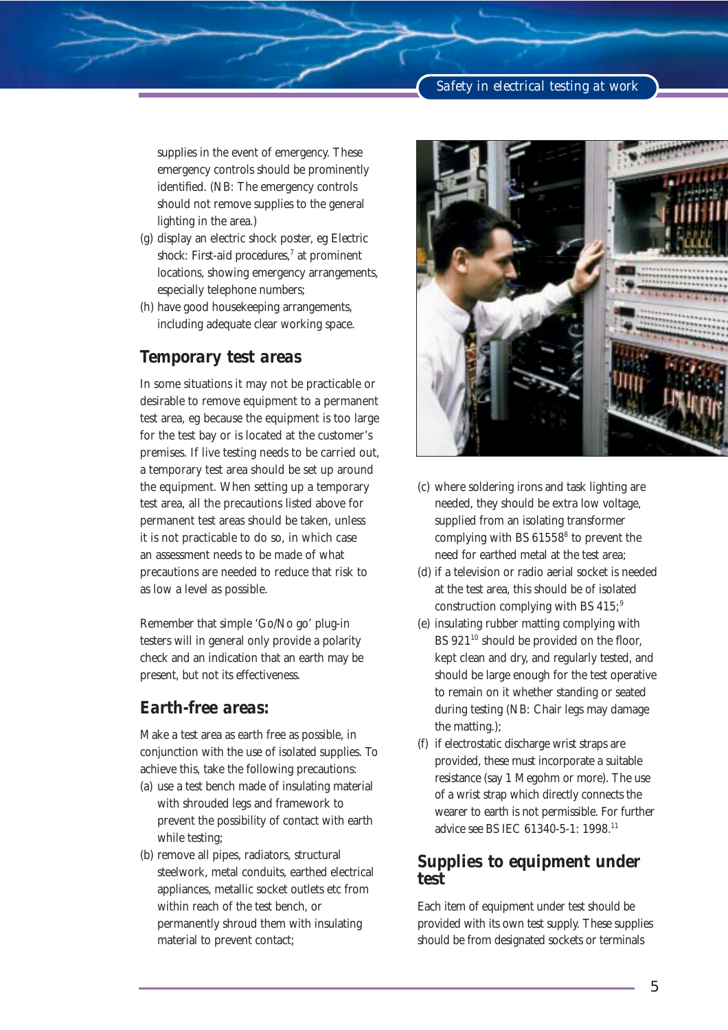supplies in the event of emergency. These emergency controls should be prominently identified. (NB: The emergency controls should not remove supplies to the general lighting in the area.)

(g) display an electric shock poster, eg Electric shock: First-aid procedures,[7] at prominent locations, showing emergency arrangements, especially telephone numbers;

(h) have good housekeeping arrangements, including adequate clear working space.

## *Temporary test areas*

In some situations it may not be practicable or desirable to remove equipment to a permanent test area, eg because the equipment is too large for the test bay or is located at the customer's premises. If live testing needs to be carried out, a temporary test area should be set up around the equipment. When setting up a temporary test area, all the precautions listed above for permanent test areas should be taken, unless it is not practicable to do so, in which case an assessment needs to be made of what precautions are needed to reduce that risk to as low a level as possible.

Remember that simple 'Go/No go' plug-in testers will in general only provide a polarity check and an indication that an earth may be present, but not its effectiveness.

## Earth-free areas:

Make a test area as earth free as possible, in conjunction with the use of isolated supplies. To achieve this, take the following precautions:

(a) use a test bench made of insulating material with shrouded legs and framework to prevent the possibility of contact with earth while testing;

(b) remove all pipes, radiators, structural steelwork, metal conduits, earthed electrical appliances, metallic socket outlets etc from within reach of the test bench, or permanently shroud them with insulating material to prevent contact;

(c) where soldering irons and task lighting are needed, they should be extra low voltage, supplied from an isolating transformer complying with BS 61558[8] to prevent the need for earthed metal at the test area;

(d) if a television or radio aerial socket is needed at the test area, this should be of isolated construction complying with BS 415;[9]

(e) insulating rubber matting complying with BS 921[10] should be provided on the floor, kept clean and dry, and regularly tested, and should be large enough for the test operative to remain on it whether standing or seated during testing (NB: Chair legs may damage the matting.);

(f) if electrostatic discharge wrist straps are provided, these must incorporate a suitable resistance (say 1 Megohm or more). The use of a wrist strap which directly connects the wearer to earth is not permissible. For further advice see BS IEC 61340-5-1: 1998.[11]

## Supplies to equipment under test

Each item of equipment under test should be provided with its own test supply. These supplies should be from designated sockets or terminals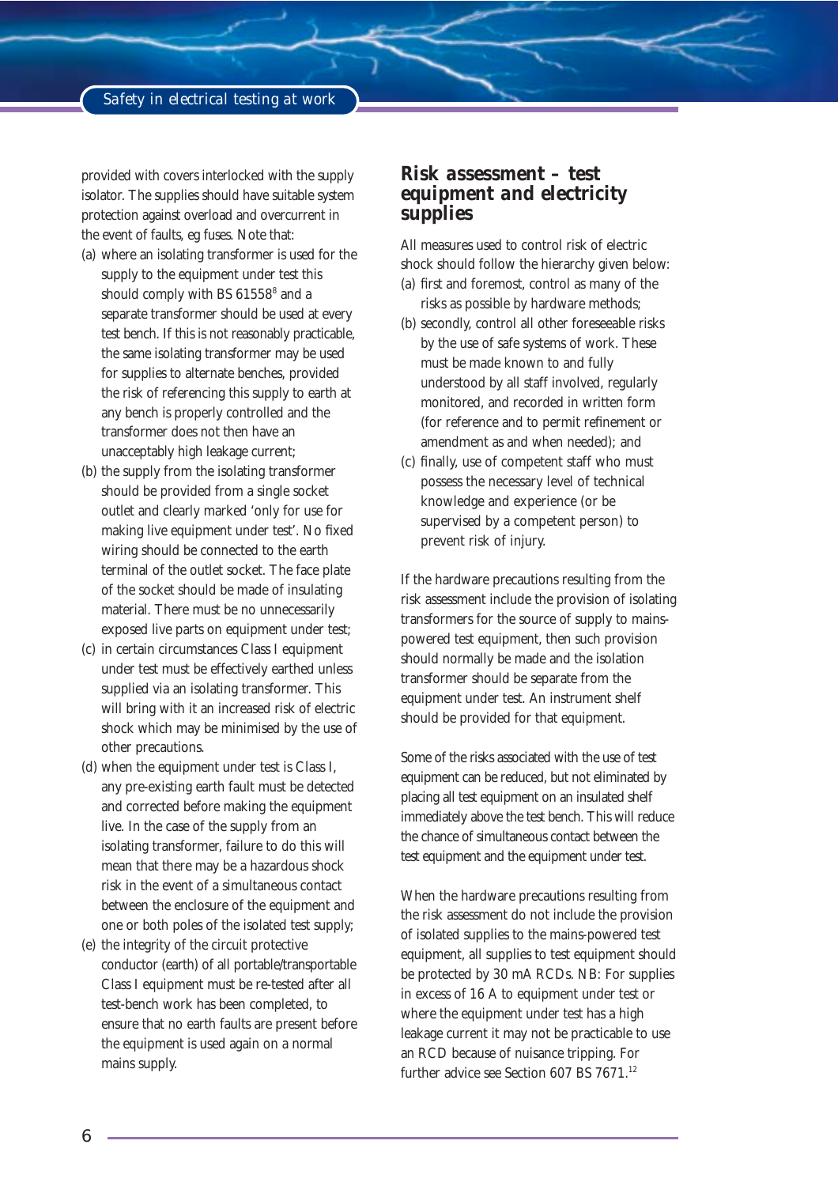provided with covers interlocked with the supply isolator. The supplies should have suitable system protection against overload and overcurrent in the event of faults, eg fuses. Note that:

(a) where an isolating transformer is used for the supply to the equipment under test this should comply with BS 61558[8] and a separate transformer should be used at every test bench. If this is not reasonably practicable, the same isolating transformer may be used for supplies to alternate benches, provided the risk of referencing this supply to earth at any bench is properly controlled and the transformer does not then have an unacceptably high leakage current;

(b) the supply from the isolating transformer should be provided from a single socket outlet and clearly marked 'only for use for making live equipment under test'. No fixed wiring should be connected to the earth terminal of the outlet socket. The face plate of the socket should be made of insulating material. There must be no unnecessarily exposed live parts on equipment under test;

(c) in certain circumstances Class I equipment under test must be effectively earthed unless supplied via an isolating transformer. This will bring with it an increased risk of electric shock which may be minimised by the use of other precautions.

(d) when the equipment under test is Class I, any pre-existing earth fault must be detected and corrected before making the equipment live. In the case of the supply from an isolating transformer, failure to do this will mean that there may be a hazardous shock risk in the event of a simultaneous contact between the enclosure of the equipment and one or both poles of the isolated test supply;

(e) the integrity of the circuit protective conductor (earth) of all portable/transportable Class I equipment must be re-tested after all test-bench work has been completed, to ensure that no earth faults are present before the equipment is used again on a normal mains supply.

## Risk assessment – test equipment and electricity supplies

All measures used to control risk of electric shock should follow the hierarchy given below:

(a) first and foremost, control as many of the risks as possible by hardware methods;

(b) secondly, control all other foreseeable risks by the use of safe systems of work. These must be made known to and fully understood by all staff involved, regularly monitored, and recorded in written form (for reference and to permit refinement or amendment as and when needed); and

(c) finally, use of competent staff who must possess the necessary level of technical knowledge and experience (or be supervised by a competent person) to prevent risk of injury.

If the hardware precautions resulting from the risk assessment include the provision of isolating transformers for the source of supply to mains-powered test equipment, then such provision should normally be made and the isolation transformer should be separate from the equipment under test. An instrument shelf should be provided for that equipment.

Some of the risks associated with the use of test equipment can be reduced, but not eliminated by placing all test equipment on an insulated shelf immediately above the test bench. This will reduce the chance of simultaneous contact between the test equipment and the equipment under test.

When the hardware precautions resulting from the risk assessment do not include the provision of isolated supplies to the mains-powered test equipment, all supplies to test equipment should be protected by 30 mA RCDs. NB: For supplies in excess of 16 A to equipment under test or where the equipment under test has a high leakage current it may not be practicable to use an RCD because of nuisance tripping. For further advice see Section 607 BS 7671.[12]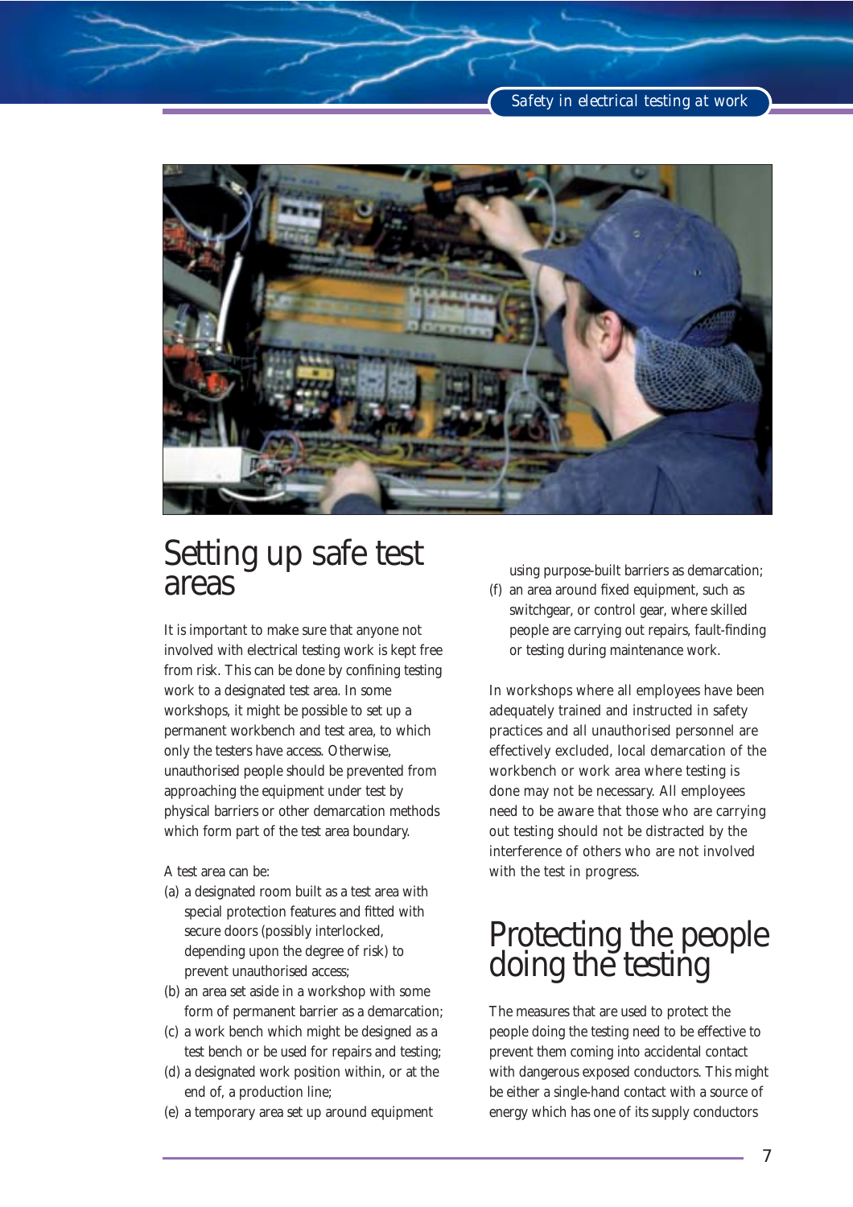## Setting up safe test areas

It is important to make sure that anyone not involved with electrical testing work is kept free from risk. This can be done by confining testing work to a designated test area. In some workshops, it might be possible to set up a permanent workbench and test area, to which only the testers have access. Otherwise, unauthorised people should be prevented from approaching the equipment under test by physical barriers or other demarcation methods which form part of the test area boundary.

A test area can be:

(a) a designated room built as a test area with special protection features and fitted with secure doors (possibly interlocked, depending upon the degree of risk) to prevent unauthorised access;
(b) an area set aside in a workshop with some form of permanent barrier as a demarcation;
(c) a work bench which might be designed as a test bench or be used for repairs and testing;
(d) a designated work position within, or at the end of, a production line;
(e) a temporary area set up around equipment using purpose-built barriers as demarcation;
(f) an area around fixed equipment, such as switchgear, or control gear, where skilled people are carrying out repairs, fault-finding or testing during maintenance work.

In workshops where all employees have been adequately trained and instructed in safety practices and all unauthorised personnel are effectively excluded, local demarcation of the workbench or work area where testing is done may not be necessary. All employees need to be aware that those who are carrying out testing should not be distracted by the interference of others who are not involved with the test in progress.

## Protecting the people doing the testing

The measures that are used to protect the people doing the testing need to be effective to prevent them coming into accidental contact with dangerous exposed conductors. This might be either a single-hand contact with a source of energy which has one of its supply conductors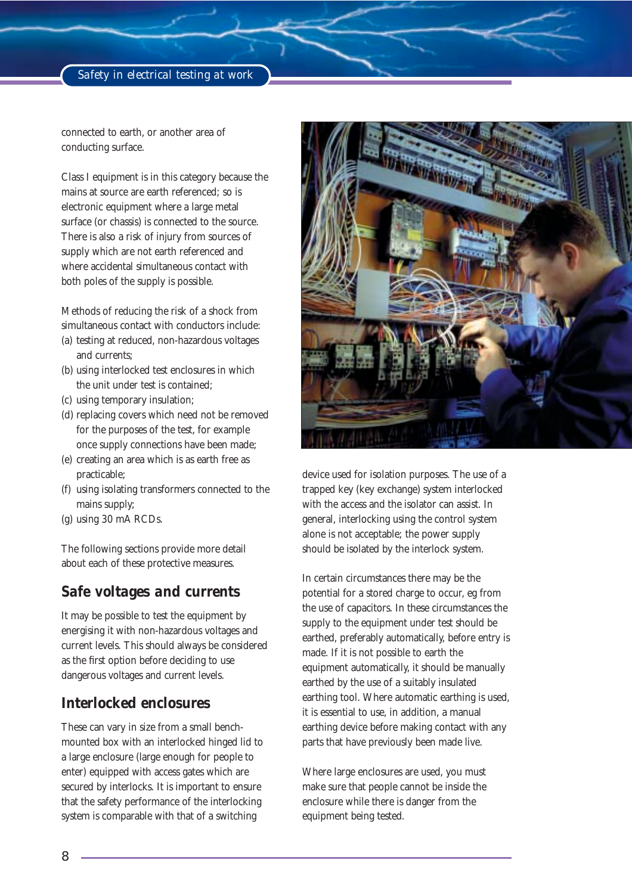connected to earth, or another area of conducting surface.

Class I equipment is in this category because the mains at source are earth referenced; so is electronic equipment where a large metal surface (or chassis) is connected to the source. There is also a risk of injury from sources of supply which are not earth referenced and where accidental simultaneous contact with both poles of the supply is possible.

Methods of reducing the risk of a shock from simultaneous contact with conductors include:

(a) testing at reduced, non-hazardous voltages and currents;
(b) using interlocked test enclosures in which the unit under test is contained;
(c) using temporary insulation;
(d) replacing covers which need not be removed for the purposes of the test, for example once supply connections have been made;
(e) creating an area which is as earth free as practicable;
(f) using isolating transformers connected to the mains supply;
(g) using 30 mA RCDs.

The following sections provide more detail about each of these protective measures.

## Safe voltages and currents

It may be possible to test the equipment by energising it with non-hazardous voltages and current levels. This should always be considered as the first option before deciding to use dangerous voltages and current levels.

## Interlocked enclosures

These can vary in size from a small bench-mounted box with an interlocked hinged lid to a large enclosure (large enough for people to enter) equipped with access gates which are secured by interlocks. It is important to ensure that the safety performance of the interlocking system is comparable with that of a switching device used for isolation purposes. The use of a trapped key (key exchange) system interlocked with the access and the isolator can assist. In general, interlocking using the control system alone is not acceptable; the power supply should be isolated by the interlock system.

In certain circumstances there may be the potential for a stored charge to occur, eg from the use of capacitors. In these circumstances the supply to the equipment under test should be earthed, preferably automatically, before entry is made. If it is not possible to earth the equipment automatically, it should be manually earthed by the use of a suitably insulated earthing tool. Where automatic earthing is used, it is essential to use, in addition, a manual earthing device before making contact with any parts that have previously been made live.

Where large enclosures are used, you must make sure that people cannot be inside the enclosure while there is danger from the equipment being tested.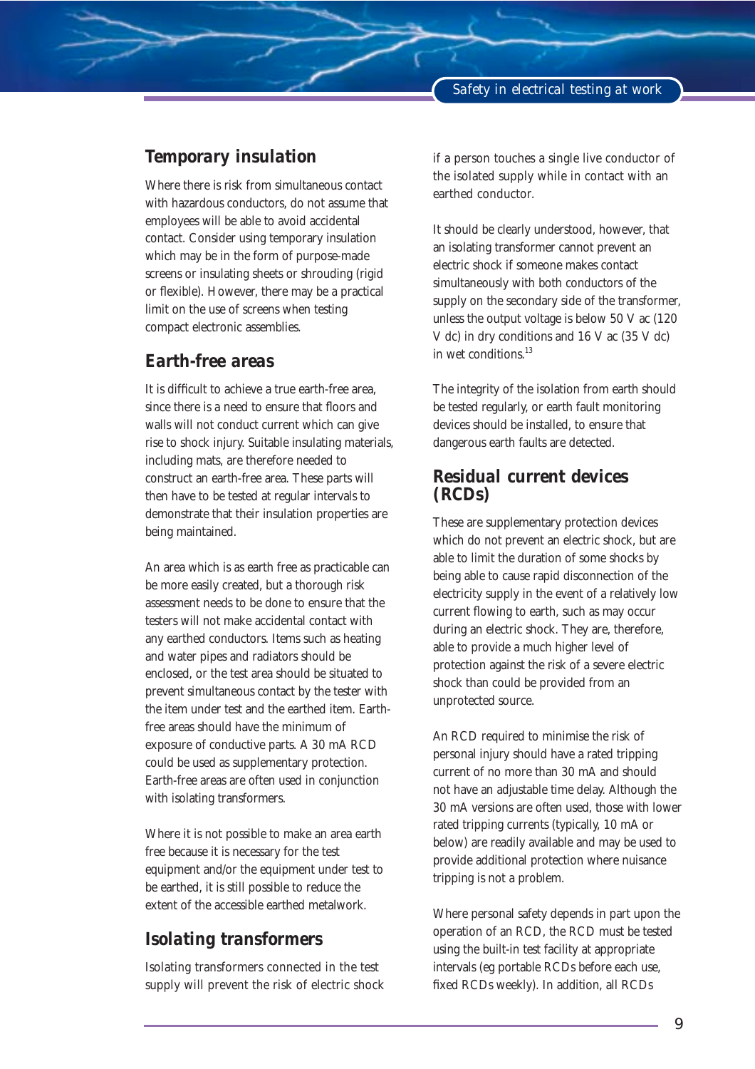## Temporary insulation

Where there is risk from simultaneous contact with hazardous conductors, do not assume that employees will be able to avoid accidental contact. Consider using temporary insulation which may be in the form of purpose-made screens or insulating sheets or shrouding (rigid or flexible). However, there may be a practical limit on the use of screens when testing compact electronic assemblies.

## Earth-free areas

It is difficult to achieve a true earth-free area, since there is a need to ensure that floors and walls will not conduct current which can give rise to shock injury. Suitable insulating materials, including mats, are therefore needed to construct an earth-free area. These parts will then have to be tested at regular intervals to demonstrate that their insulation properties are being maintained.

An area which is as earth free as practicable can be more easily created, but a thorough risk assessment needs to be done to ensure that the testers will not make accidental contact with any earthed conductors. Items such as heating and water pipes and radiators should be enclosed, or the test area should be situated to prevent simultaneous contact by the tester with the item under test and the earthed item. Earth-free areas should have the minimum of exposure of conductive parts. A 30 mA RCD could be used as supplementary protection. Earth-free areas are often used in conjunction with isolating transformers.

Where it is not possible to make an area earth free because it is necessary for the test equipment and/or the equipment under test to be earthed, it is still possible to reduce the extent of the accessible earthed metalwork.

## Isolating transformers

Isolating transformers connected in the test supply will prevent the risk of electric shock if a person touches a single live conductor of the isolated supply while in contact with an earthed conductor.

It should be clearly understood, however, that an isolating transformer cannot prevent an electric shock if someone makes contact simultaneously with both conductors of the supply on the secondary side of the transformer, unless the output voltage is below 50 V ac (120 V dc) in dry conditions and 16 V ac (35 V dc) in wet conditions.[13]

The integrity of the isolation from earth should be tested regularly, or earth fault monitoring devices should be installed, to ensure that dangerous earth faults are detected.

## Residual current devices (RCDs)

These are supplementary protection devices which do not prevent an electric shock, but are able to limit the duration of some shocks by being able to cause rapid disconnection of the electricity supply in the event of a relatively low current flowing to earth, such as may occur during an electric shock. They are, therefore, able to provide a much higher level of protection against the risk of a severe electric shock than could be provided from an unprotected source.

An RCD required to minimise the risk of personal injury should have a rated tripping current of no more than 30 mA and should not have an adjustable time delay. Although the 30 mA versions are often used, those with lower rated tripping currents (typically, 10 mA or below) are readily available and may be used to provide additional protection where nuisance tripping is not a problem.

Where personal safety depends in part upon the operation of an RCD, the RCD must be tested using the built-in test facility at appropriate intervals (eg portable RCDs before each use, fixed RCDs weekly). In addition, all RCDs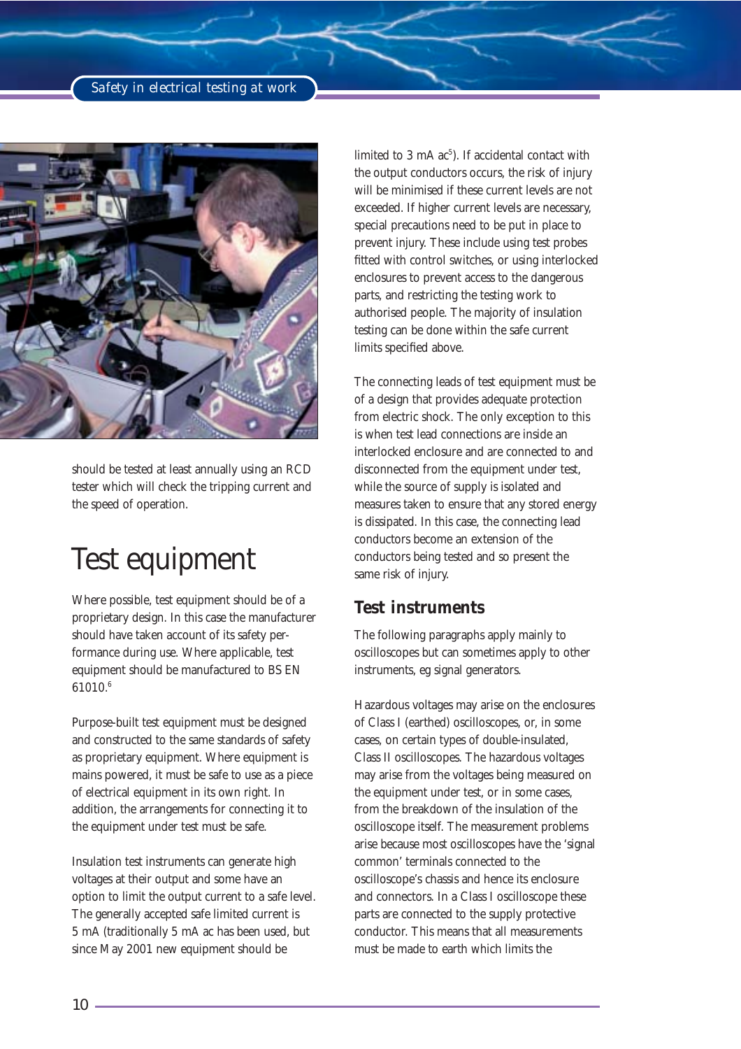should be tested at least annually using an RCD tester which will check the tripping current and the speed of operation.

## Test equipment

Where possible, test equipment should be of a proprietary design. In this case the manufacturer should have taken account of its safety performance during use. Where applicable, test equipment should be manufactured to BS EN 61010.[6]

Purpose-built test equipment must be designed and constructed to the same standards of safety as proprietary equipment. Where equipment is mains powered, it must be safe to use as a piece of electrical equipment in its own right. In addition, the arrangements for connecting it to the equipment under test must be safe.

Insulation test instruments can generate high voltages at their output and some have an option to limit the output current to a safe level. The generally accepted safe limited current is 5 mA (traditionally 5 mA ac has been used, but since May 2001 new equipment should be limited to 3 mA ac[5]). If accidental contact with the output conductors occurs, the risk of injury will be minimised if these current levels are not exceeded. If higher current levels are necessary, special precautions need to be put in place to prevent injury. These include using test probes fitted with control switches, or using interlocked enclosures to prevent access to the dangerous parts, and restricting the testing work to authorised people. The majority of insulation testing can be done within the safe current limits specified above.

The connecting leads of test equipment must be of a design that provides adequate protection from electric shock. The only exception to this is when test lead connections are inside an interlocked enclosure and are connected to and disconnected from the equipment under test, while the source of supply is isolated and measures taken to ensure that any stored energy is dissipated. In this case, the connecting lead conductors become an extension of the conductors being tested and so present the same risk of injury.

### Test instruments

The following paragraphs apply mainly to oscilloscopes but can sometimes apply to other instruments, eg signal generators.

Hazardous voltages may arise on the enclosures of Class I (earthed) oscilloscopes, or, in some cases, on certain types of double-insulated, Class II oscilloscopes. The hazardous voltages may arise from the voltages being measured on the equipment under test, or in some cases, from the breakdown of the insulation of the oscilloscope itself. The measurement problems arise because most oscilloscopes have the 'signal common' terminals connected to the oscilloscope's chassis and hence its enclosure and connectors. In a Class I oscilloscope these parts are connected to the supply protective conductor. This means that all measurements must be made to earth which limits the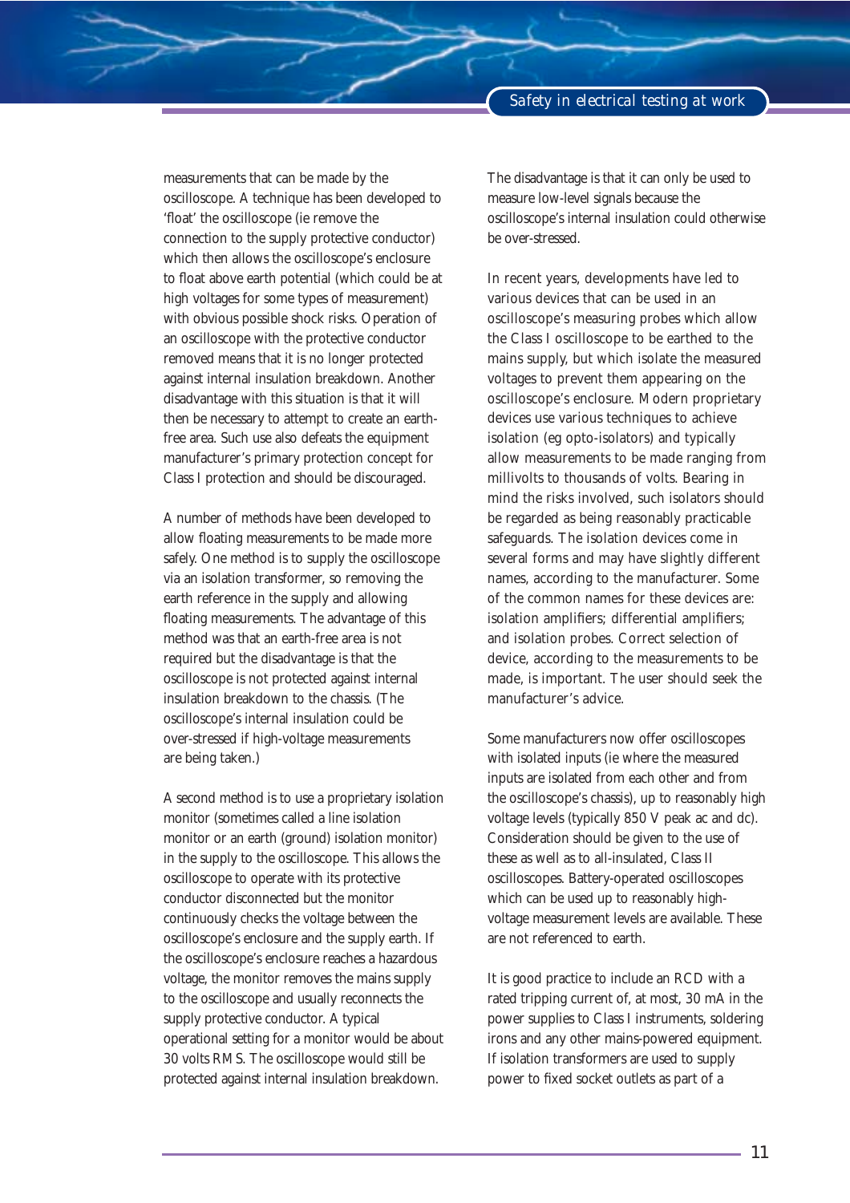measurements that can be made by the oscilloscope. A technique has been developed to 'float' the oscilloscope (ie remove the connection to the supply protective conductor) which then allows the oscilloscope's enclosure to float above earth potential (which could be at high voltages for some types of measurement) with obvious possible shock risks. Operation of an oscilloscope with the protective conductor removed means that it is no longer protected against internal insulation breakdown. Another disadvantage with this situation is that it will then be necessary to attempt to create an earth-free area. Such use also defeats the equipment manufacturer's primary protection concept for Class I protection and should be discouraged.

A number of methods have been developed to allow floating measurements to be made more safely. One method is to supply the oscilloscope via an isolation transformer, so removing the earth reference in the supply and allowing floating measurements. The advantage of this method was that an earth-free area is not required but the disadvantage is that the oscilloscope is not protected against internal insulation breakdown to the chassis. (The oscilloscope's internal insulation could be over-stressed if high-voltage measurements are being taken.)

A second method is to use a proprietary isolation monitor (sometimes called a line isolation monitor or an earth (ground) isolation monitor) in the supply to the oscilloscope. This allows the oscilloscope to operate with its protective conductor disconnected but the monitor continuously checks the voltage between the oscilloscope's enclosure and the supply earth. If the oscilloscope's enclosure reaches a hazardous voltage, the monitor removes the mains supply to the oscilloscope and usually reconnects the supply protective conductor. A typical operational setting for a monitor would be about 30 volts RMS. The oscilloscope would still be protected against internal insulation breakdown. The disadvantage is that it can only be used to measure low-level signals because the oscilloscope's internal insulation could otherwise be over-stressed.

In recent years, developments have led to various devices that can be used in an oscilloscope's measuring probes which allow the Class I oscilloscope to be earthed to the mains supply, but which isolate the measured voltages to prevent them appearing on the oscilloscope's enclosure. Modern proprietary devices use various techniques to achieve isolation (eg opto-isolators) and typically allow measurements to be made ranging from millivolts to thousands of volts. Bearing in mind the risks involved, such isolators should be regarded as being reasonably practicable safeguards. The isolation devices come in several forms and may have slightly different names, according to the manufacturer. Some of the common names for these devices are: isolation amplifiers; differential amplifiers; and isolation probes. Correct selection of device, according to the measurements to be made, is important. The user should seek the manufacturer's advice.

Some manufacturers now offer oscilloscopes with isolated inputs (ie where the measured inputs are isolated from each other and from the oscilloscope's chassis), up to reasonably high voltage levels (typically 850 V peak ac and dc). Consideration should be given to the use of these as well as to all-insulated, Class II oscilloscopes. Battery-operated oscilloscopes which can be used up to reasonably high-voltage measurement levels are available. These are not referenced to earth.

It is good practice to include an RCD with a rated tripping current of, at most, 30 mA in the power supplies to Class I instruments, soldering irons and any other mains-powered equipment. If isolation transformers are used to supply power to fixed socket outlets as part of a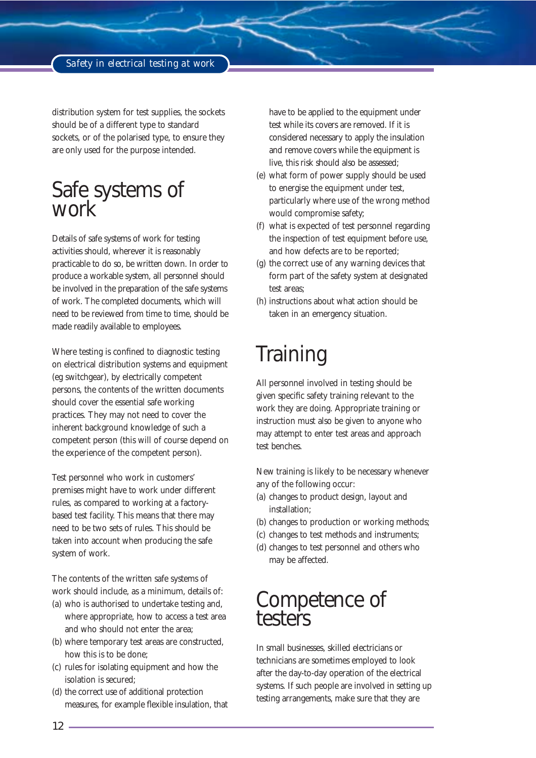distribution system for test supplies, the sockets should be of a different type to standard sockets, or of the polarised type, to ensure they are only used for the purpose intended.

## Safe systems of work

Details of safe systems of work for testing activities should, wherever it is reasonably practicable to do so, be written down. In order to produce a workable system, all personnel should be involved in the preparation of the safe systems of work. The completed documents, which will need to be reviewed from time to time, should be made readily available to employees.

Where testing is confined to diagnostic testing on electrical distribution systems and equipment (eg switchgear), by electrically competent persons, the contents of the written documents should cover the essential safe working practices. They may not need to cover the inherent background knowledge of such a competent person (this will of course depend on the experience of the competent person).

Test personnel who work in customers' premises might have to work under different rules, as compared to working at a factory-based test facility. This means that there may need to be two sets of rules. This should be taken into account when producing the safe system of work.

The contents of the written safe systems of work should include, as a minimum, details of:

(a) who is authorised to undertake testing and, where appropriate, how to access a test area and who should not enter the area;
(b) where temporary test areas are constructed, how this is to be done;
(c) rules for isolating equipment and how the isolation is secured;
(d) the correct use of additional protection measures, for example flexible insulation, that have to be applied to the equipment under test while its covers are removed. If it is considered necessary to apply the insulation and remove covers while the equipment is live, this risk should also be assessed;
(e) what form of power supply should be used to energise the equipment under test, particularly where use of the wrong method would compromise safety;
(f) what is expected of test personnel regarding the inspection of test equipment before use, and how defects are to be reported;
(g) the correct use of any warning devices that form part of the safety system at designated test areas;
(h) instructions about what action should be taken in an emergency situation.

## Training

All personnel involved in testing should be given specific safety training relevant to the work they are doing. Appropriate training or instruction must also be given to anyone who may attempt to enter test areas and approach test benches.

New training is likely to be necessary whenever any of the following occur:

(a) changes to product design, layout and installation;
(b) changes to production or working methods;
(c) changes to test methods and instruments;
(d) changes to test personnel and others who may be affected.

## Competence of testers

In small businesses, skilled electricians or technicians are sometimes employed to look after the day-to-day operation of the electrical systems. If such people are involved in setting up testing arrangements, make sure that they are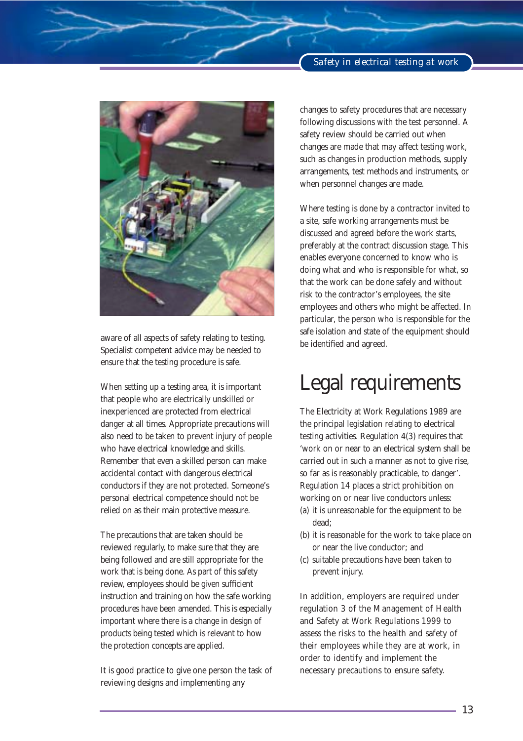aware of all aspects of safety relating to testing. Specialist competent advice may be needed to ensure that the testing procedure is safe.

When setting up a testing area, it is important that people who are electrically unskilled or inexperienced are protected from electrical danger at all times. Appropriate precautions will also need to be taken to prevent injury of people who have electrical knowledge and skills. Remember that even a skilled person can make accidental contact with dangerous electrical conductors if they are not protected. Someone's personal electrical competence should not be relied on as their main protective measure.

The precautions that are taken should be reviewed regularly, to make sure that they are being followed and are still appropriate for the work that is being done. As part of this safety review, employees should be given sufficient instruction and training on how the safe working procedures have been amended. This is especially important where there is a change in design of products being tested which is relevant to how the protection concepts are applied.

It is good practice to give one person the task of reviewing designs and implementing any changes to safety procedures that are necessary following discussions with the test personnel. A safety review should be carried out when changes are made that may affect testing work, such as changes in production methods, supply arrangements, test methods and instruments, or when personnel changes are made.

Where testing is done by a contractor invited to a site, safe working arrangements must be discussed and agreed before the work starts, preferably at the contract discussion stage. This enables everyone concerned to know who is doing what and who is responsible for what, so that the work can be done safely and without risk to the contractor's employees, the site employees and others who might be affected. In particular, the person who is responsible for the safe isolation and state of the equipment should be identified and agreed.

# Legal requirements

The Electricity at Work Regulations 1989 are the principal legislation relating to electrical testing activities. Regulation 4(3) requires that 'work on or near to an electrical system shall be carried out in such a manner as not to give rise, so far as is reasonably practicable, to danger'. Regulation 14 places a strict prohibition on working on or near live conductors unless:

(a) it is unreasonable for the equipment to be dead;
(b) it is reasonable for the work to take place on or near the live conductor; and
(c) suitable precautions have been taken to prevent injury.

In addition, employers are required under regulation 3 of the Management of Health and Safety at Work Regulations 1999 to assess the risks to the health and safety of their employees while they are at work, in order to identify and implement the necessary precautions to ensure safety.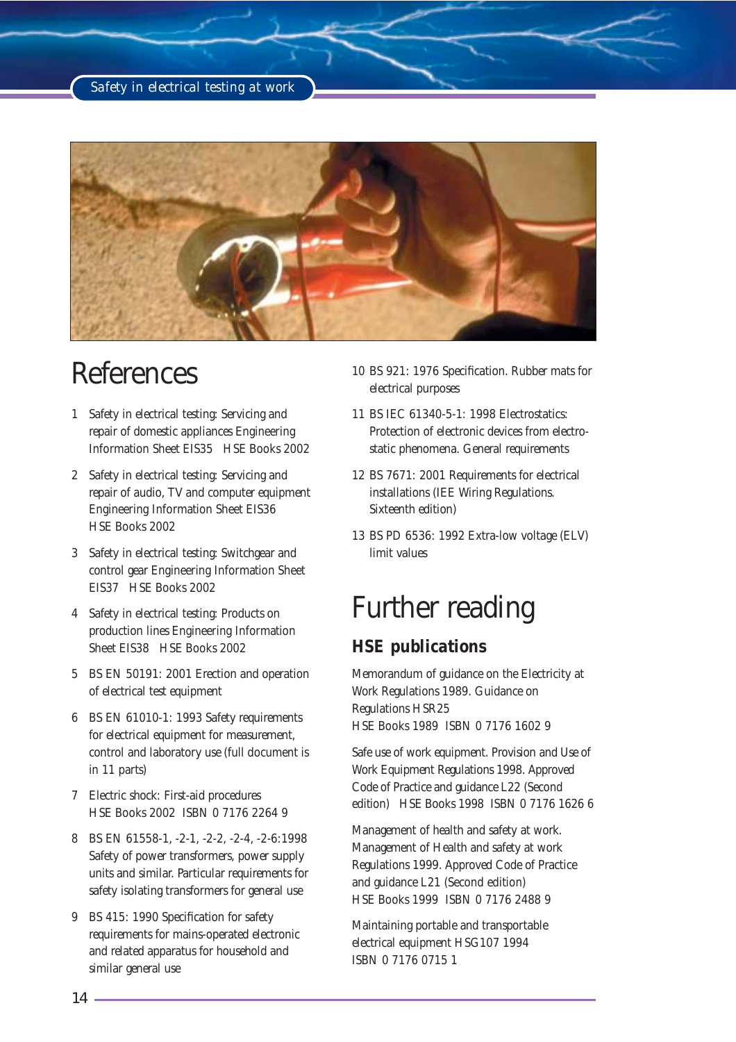# References

1. Safety in electrical testing: Servicing and repair of domestic appliances Engineering Information Sheet EIS35 HSE Books 2002
2. Safety in electrical testing: Servicing and repair of audio, TV and computer equipment Engineering Information Sheet EIS36 HSE Books 2002
3. Safety in electrical testing: Switchgear and control gear Engineering Information Sheet EIS37 HSE Books 2002
4. Safety in electrical testing: Products on production lines Engineering Information Sheet EIS38 HSE Books 2002
5. BS EN 50191: 2001 Erection and operation of electrical test equipment
6. BS EN 61010-1: 1993 Safety requirements for electrical equipment for measurement, control and laboratory use (full document is in 11 parts)
7. Electric shock: First-aid procedures HSE Books 2002 ISBN 0 7176 2264 9
8. BS EN 61558-1, -2-1, -2-2, -2-4, -2-6:1998 Safety of power transformers, power supply units and similar. Particular requirements for safety isolating transformers for general use
9. BS 415: 1990 Specification for safety requirements for mains-operated electronic and related apparatus for household and similar general use
10. BS 921: 1976 Specification. Rubber mats for electrical purposes
11. BS IEC 61340-5-1: 1998 Electrostatics: Protection of electronic devices from electrostatic phenomena. General requirements
12. BS 7671: 2001 Requirements for electrical installations (IEE Wiring Regulations. Sixteenth edition)
13. BS PD 6536: 1992 Extra-low voltage (ELV) limit values

# Further reading

## HSE publications

Memorandum of guidance on the Electricity at Work Regulations 1989. Guidance on Regulations HSR25
HSE Books 1989 ISBN 0 7176 1602 9

Safe use of work equipment. Provision and Use of Work Equipment Regulations 1998. Approved Code of Practice and guidance L22 (Second edition) HSE Books 1998 ISBN 0 7176 1626 6

Management of health and safety at work. Management of Health and safety at work Regulations 1999. Approved Code of Practice and guidance L21 (Second edition)
HSE Books 1999 ISBN 0 7176 2488 9

Maintaining portable and transportable electrical equipment HSG107 1994
ISBN 0 7176 0715 1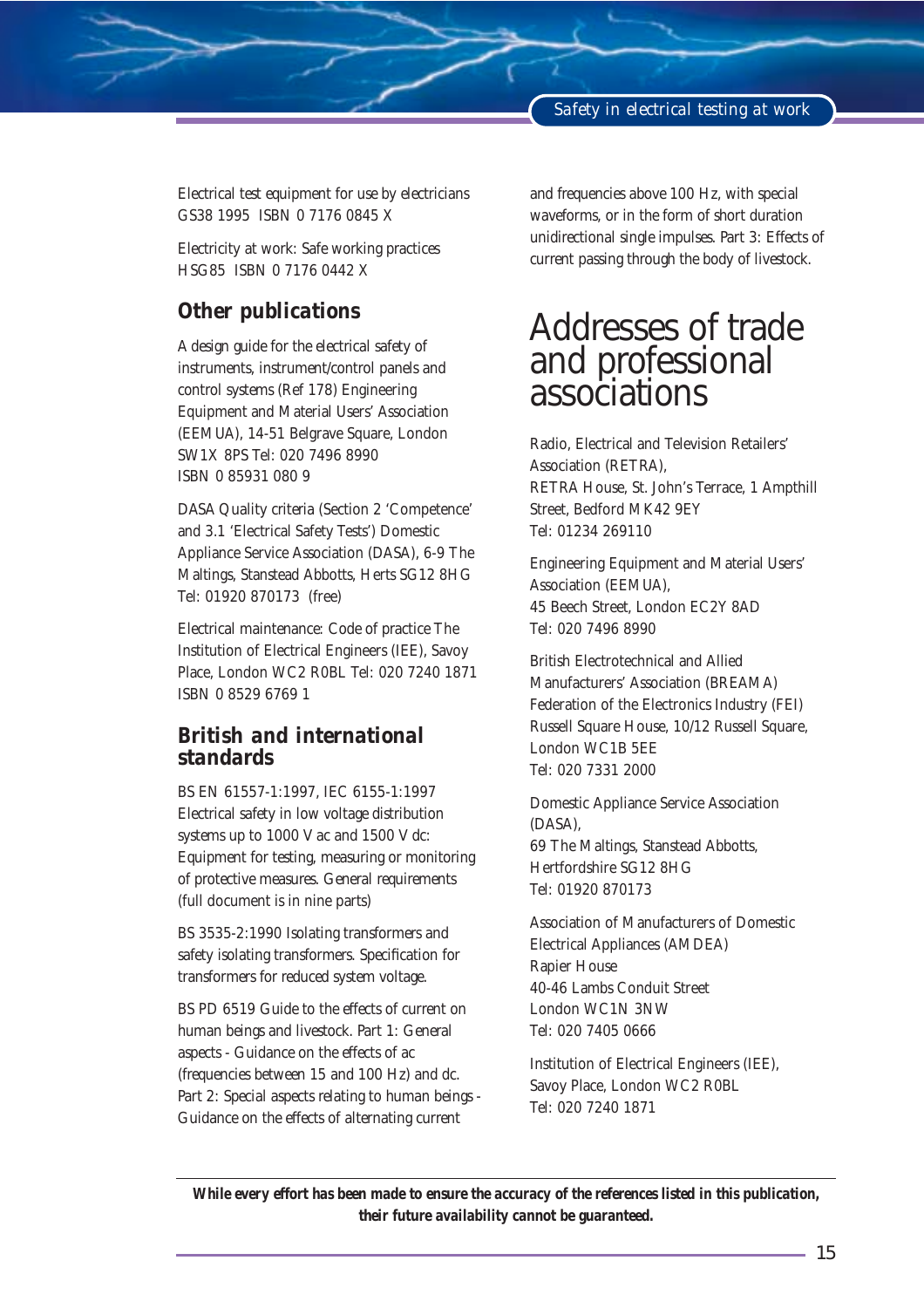Electrical test equipment for use by electricians GS38 1995 ISBN 0 7176 0845 X

Electricity at work: Safe working practices HSG85 ISBN 0 7176 0442 X

## Other publications

A design guide for the electrical safety of instruments, instrument/control panels and control systems (Ref 178) Engineering Equipment and Material Users' Association (EEMUA), 14-51 Belgrave Square, London SW1X 8PS Tel: 020 7496 8990 ISBN 0 85931 080 9

DASA Quality criteria (Section 2 'Competence' and 3.1 'Electrical Safety Tests') Domestic Appliance Service Association (DASA), 6-9 The Maltings, Stanstead Abbotts, Herts SG12 8HG Tel: 01920 870173 (free)

Electrical maintenance: Code of practice The Institution of Electrical Engineers (IEE), Savoy Place, London WC2 R0BL Tel: 020 7240 1871 ISBN 0 8529 6769 1

## British and international standards

BS EN 61557-1:1997, IEC 6155-1:1997 Electrical safety in low voltage distribution systems up to 1000 V ac and 1500 V dc: Equipment for testing, measuring or monitoring of protective measures. General requirements (full document is in nine parts)

BS 3535-2:1990 Isolating transformers and safety isolating transformers. Specification for transformers for reduced system voltage.

BS PD 6519 Guide to the effects of current on human beings and livestock. Part 1: General aspects - Guidance on the effects of ac (frequencies between 15 and 100 Hz) and dc. Part 2: Special aspects relating to human beings - Guidance on the effects of alternating current and frequencies above 100 Hz, with special waveforms, or in the form of short duration unidirectional single impulses. Part 3: Effects of current passing through the body of livestock.

# Addresses of trade and professional associations

Radio, Electrical and Television Retailers' Association (RETRA),
RETRA House, St. John's Terrace, 1 Ampthill Street, Bedford MK42 9EY
Tel: 01234 269110

Engineering Equipment and Material Users' Association (EEMUA),
45 Beech Street, London EC2Y 8AD
Tel: 020 7496 8990

British Electrotechnical and Allied Manufacturers' Association (BREAMA)
Federation of the Electronics Industry (FEI)
Russell Square House, 10/12 Russell Square, London WC1B 5EE
Tel: 020 7331 2000

Domestic Appliance Service Association (DASA),
69 The Maltings, Stanstead Abbotts, Hertfordshire SG12 8HG
Tel: 01920 870173

Association of Manufacturers of Domestic Electrical Appliances (AMDEA)
Rapier House
40-46 Lambs Conduit Street
London WC1N 3NW
Tel: 020 7405 0666

Institution of Electrical Engineers (IEE),
Savoy Place, London WC2 R0BL
Tel: 020 7240 1871

**While every effort has been made to ensure the accuracy of the references listed in this publication, their future availability cannot be guaranteed.**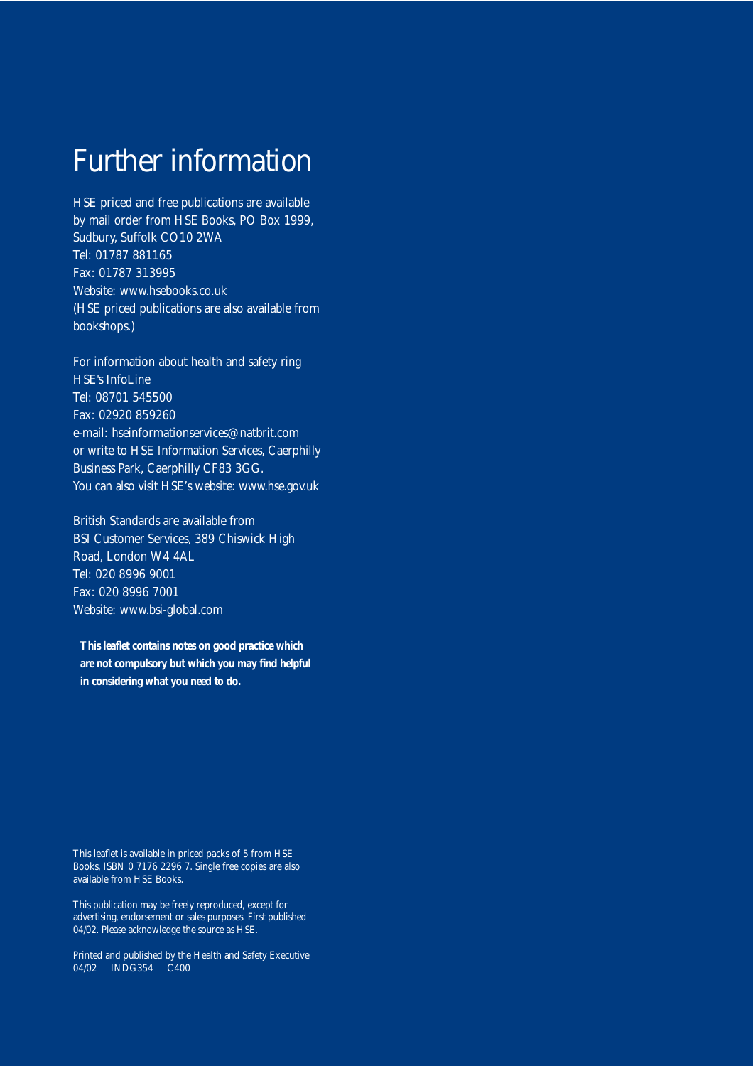# Further information

HSE priced and free publications are available by mail order from HSE Books, PO Box 1999, Sudbury, Suffolk CO10 2WA
Tel: 01787 881165
Fax: 01787 313995
Website: www.hsebooks.co.uk
(HSE priced publications are also available from bookshops.)

For information about health and safety ring HSE's InfoLine
Tel: 08701 545500
Fax: 02920 859260
e-mail: hseinformationservices@natbrit.com
or write to HSE Information Services, Caerphilly Business Park, Caerphilly CF83 3GG.
You can also visit HSE's website: www.hse.gov.uk

British Standards are available from BSI Customer Services, 389 Chiswick High Road, London W4 4AL
Tel: 020 8996 9001
Fax: 020 8996 7001
Website: www.bsi-global.com

**This leaflet contains notes on good practice which are not compulsory but which you may find helpful in considering what you need to do.**

This leaflet is available in priced packs of 5 from HSE Books, ISBN 0 7176 2296 7. Single free copies are also available from HSE Books.

This publication may be freely reproduced, except for advertising, endorsement or sales purposes. First published 04/02. Please acknowledge the source as HSE.

Printed and published by the Health and Safety Executive
04/02 INDG354 C400